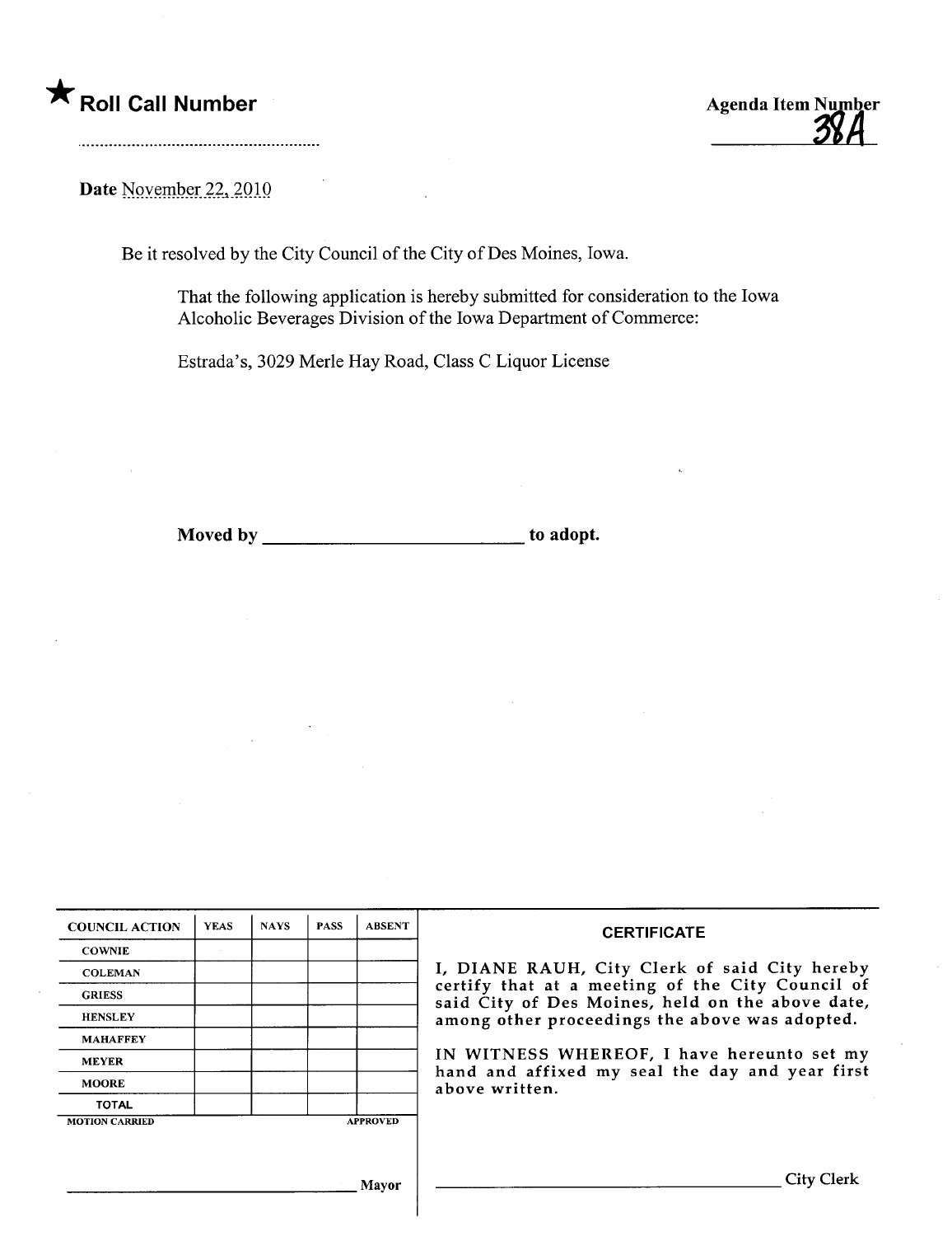★ **Roll Call Number**

..........................................................

Agenda Item Number
38A

Date November 22, 2010

Be it resolved by the City Council of the City of Des Moines, Iowa.

That the following application is hereby submitted for consideration to the Iowa Alcoholic Beverages Division of the Iowa Department of Commerce:

Estrada's, 3029 Merle Hay Road, Class C Liquor License

**Moved by** ____________________________ **to adopt.**

| COUNCIL ACTION | YEAS | NAYS | PASS | ABSENT |
|---|---|---|---|---|
| COWNIE | | | | |
| COLEMAN | | | | |
| GRIESS | | | | |
| HENSLEY | | | | |
| MAHAFFEY | | | | |
| MEYER | | | | |
| MOORE | | | | |
| TOTAL | | | | |
| MOTION CARRIED | | | | APPROVED |

______________________________ Mayor

**CERTIFICATE**

I, DIANE RAUH, City Clerk of said City hereby certify that at a meeting of the City Council of said City of Des Moines, held on the above date, among other proceedings the above was adopted.

IN WITNESS WHEREOF, I have hereunto set my hand and affixed my seal the day and year first above written.

______________________________ City Clerk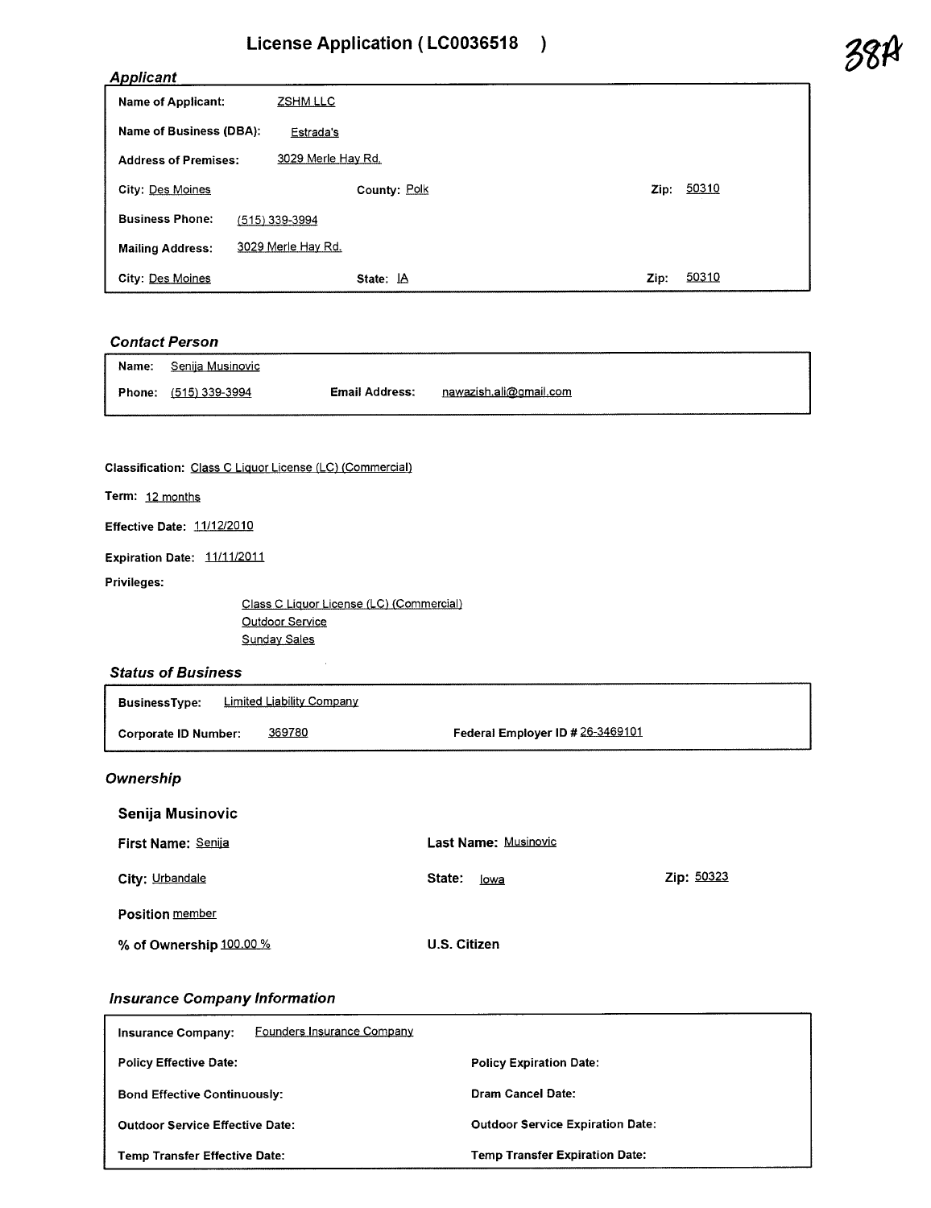# License Application ( LC0036518 )

38A

## Applicant

| | | | |
|---|---|---|---|
| **Name of Applicant:** | ZSHM LLC | | |
| **Name of Business (DBA):** | Estrada's | | |
| **Address of Premises:** | 3029 Merle Hay Rd. | | |
| **City:** Des Moines | **County:** Polk | | **Zip:** 50310 |
| **Business Phone:** | (515) 339-3994 | | |
| **Mailing Address:** | 3029 Merle Hay Rd. | | |
| **City:** Des Moines | **State:** IA | | **Zip:** 50310 |

## Contact Person

| | | | |
|---|---|---|---|
| **Name:** | Senija Musinovic | | |
| **Phone:** | (515) 339-3994 | **Email Address:** | nawazish.ali@gmail.com |

**Classification:** Class C Liquor License (LC) (Commercial)

**Term:** 12 months

**Effective Date:** 11/12/2010

**Expiration Date:** 11/11/2011

**Privileges:**

- Class C Liquor License (LC) (Commercial)
- Outdoor Service
- Sunday Sales

## Status of Business

| | | |
|---|---|---|
| **BusinessType:** | Limited Liability Company | |
| **Corporate ID Number:** | 369780 | **Federal Employer ID #** 26-3469101 |

## Ownership

### Senija Musinovic

| | | |
|---|---|---|
| **First Name:** Senija | **Last Name:** Musinovic | |
| **City:** Urbandale | **State:** Iowa | **Zip:** 50323 |
| **Position** member | | |
| **% of Ownership** 100.00 % | **U.S. Citizen** | |

## Insurance Company Information

| | |
|---|---|
| **Insurance Company:** Founders Insurance Company | |
| **Policy Effective Date:** | **Policy Expiration Date:** |
| **Bond Effective Continuously:** | **Dram Cancel Date:** |
| **Outdoor Service Effective Date:** | **Outdoor Service Expiration Date:** |
| **Temp Transfer Effective Date:** | **Temp Transfer Expiration Date:** |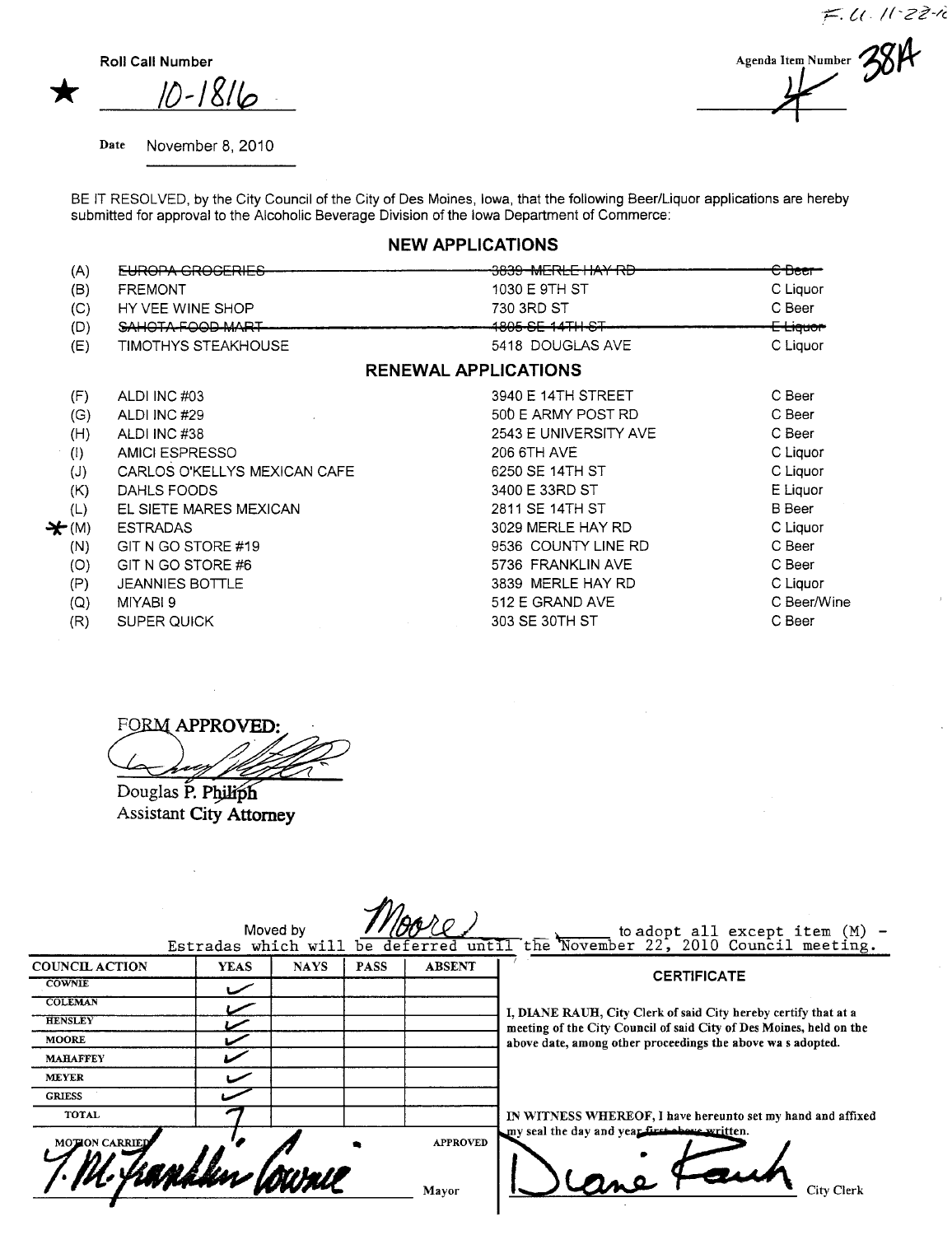F. C. 11-22-10

Roll Call Number

★ 10-1816

Date November 8, 2010

Agenda Item Number 4 38A

BE IT RESOLVED, by the City Council of the City of Des Moines, Iowa, that the following Beer/Liquor applications are hereby submitted for approval to the Alcoholic Beverage Division of the Iowa Department of Commerce:

## NEW APPLICATIONS

| | | | |
|---|---|---|---|
| (A) | ~~EUROPA GROCERIES~~ | ~~3839 MERLE HAY RD~~ | ~~C Beer~~ |
| (B) | FREMONT | 1030 E 9TH ST | C Liquor |
| (C) | HY VEE WINE SHOP | 730 3RD ST | C Beer |
| (D) | ~~SAHOTA FOOD MART~~ | ~~1805 SE 14TH ST~~ | ~~E Liquor~~ |
| (E) | TIMOTHYS STEAKHOUSE | 5418 DOUGLAS AVE | C Liquor |

## RENEWAL APPLICATIONS

| | | | |
|---|---|---|---|
| (F) | ALDI INC #03 | 3940 E 14TH STREET | C Beer |
| (G) | ALDI INC #29 | 500 E ARMY POST RD | C Beer |
| (H) | ALDI INC #38 | 2543 E UNIVERSITY AVE | C Beer |
| (I) | AMICI ESPRESSO | 206 6TH AVE | C Liquor |
| (J) | CARLOS O'KELLYS MEXICAN CAFE | 6250 SE 14TH ST | C Liquor |
| (K) | DAHLS FOODS | 3400 E 33RD ST | E Liquor |
| (L) | EL SIETE MARES MEXICAN | 2811 SE 14TH ST | B Beer |
| * (M) | ESTRADAS | 3029 MERLE HAY RD | C Liquor |
| (N) | GIT N GO STORE #19 | 9536 COUNTY LINE RD | C Beer |
| (O) | GIT N GO STORE #6 | 5736 FRANKLIN AVE | C Beer |
| (P) | JEANNIES BOTTLE | 3839 MERLE HAY RD | C Liquor |
| (Q) | MIYABI 9 | 512 E GRAND AVE | C Beer/Wine |
| (R) | SUPER QUICK | 303 SE 30TH ST | C Beer |

FORM APPROVED:

Douglas P. Philiph
Assistant City Attorney

Moved by Moore to adopt all except item (M) - Estradas which will be deferred until the November 22, 2010 Council meeting.

| COUNCIL ACTION | YEAS | NAYS | PASS | ABSENT |
|---|---|---|---|---|
| COWNIE | ✓ | | | |
| COLEMAN | ✓ | | | |
| HENSLEY | ✓ | | | |
| MOORE | ✓ | | | |
| MAHAFFEY | ✓ | | | |
| MEYER | ✓ | | | |
| GRIESS | ✓ | | | |
| TOTAL | 7 | | | |

MOTION CARRIED APPROVED

T. M. Franklin Cownie
Mayor

**CERTIFICATE**

I, DIANE RAUH, City Clerk of said City hereby certify that at a meeting of the City Council of said City of Des Moines, held on the above date, among other proceedings the above was adopted.

IN WITNESS WHEREOF, I have hereunto set my hand and affixed my seal the day and year first above written.

Diane Rauh
City Clerk